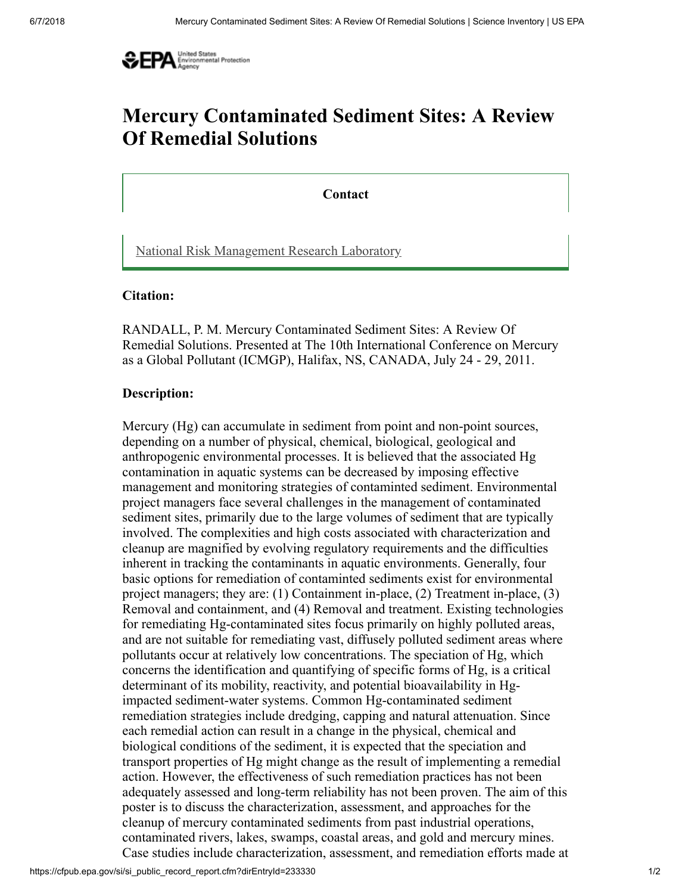# Mercury Contaminated Sediment Sites: A Review Of Remedial Solutions

**Contact**

National Risk Management Research Laboratory

### Citation:

RANDALL, P. M. Mercury Contaminated Sediment Sites: A Review Of Remedial Solutions. Presented at The 10th International Conference on Mercury as a Global Pollutant (ICMGP), Halifax, NS, CANADA, July 24 - 29, 2011.

### Description:

Mercury (Hg) can accumulate in sediment from point and non-point sources, depending on a number of physical, chemical, biological, geological and anthropogenic environmental processes. It is believed that the associated Hg contamination in aquatic systems can be decreased by imposing effective management and monitoring strategies of contaminted sediment. Environmental project managers face several challenges in the management of contaminated sediment sites, primarily due to the large volumes of sediment that are typically involved. The complexities and high costs associated with characterization and cleanup are magnified by evolving regulatory requirements and the difficulties inherent in tracking the contaminants in aquatic environments. Generally, four basic options for remediation of contaminted sediments exist for environmental project managers; they are: (1) Containment in-place, (2) Treatment in-place, (3) Removal and containment, and (4) Removal and treatment. Existing technologies for remediating Hg-contaminated sites focus primarily on highly polluted areas, and are not suitable for remediating vast, diffusely polluted sediment areas where pollutants occur at relatively low concentrations. The speciation of Hg, which concerns the identification and quantifying of specific forms of Hg, is a critical determinant of its mobility, reactivity, and potential bioavailability in Hg-impacted sediment-water systems. Common Hg-contaminated sediment remediation strategies include dredging, capping and natural attenuation. Since each remedial action can result in a change in the physical, chemical and biological conditions of the sediment, it is expected that the speciation and transport properties of Hg might change as the result of implementing a remedial action. However, the effectiveness of such remediation practices has not been adequately assessed and long-term reliability has not been proven. The aim of this poster is to discuss the characterization, assessment, and approaches for the cleanup of mercury contaminated sediments from past industrial operations, contaminated rivers, lakes, swamps, coastal areas, and gold and mercury mines. Case studies include characterization, assessment, and remediation efforts made at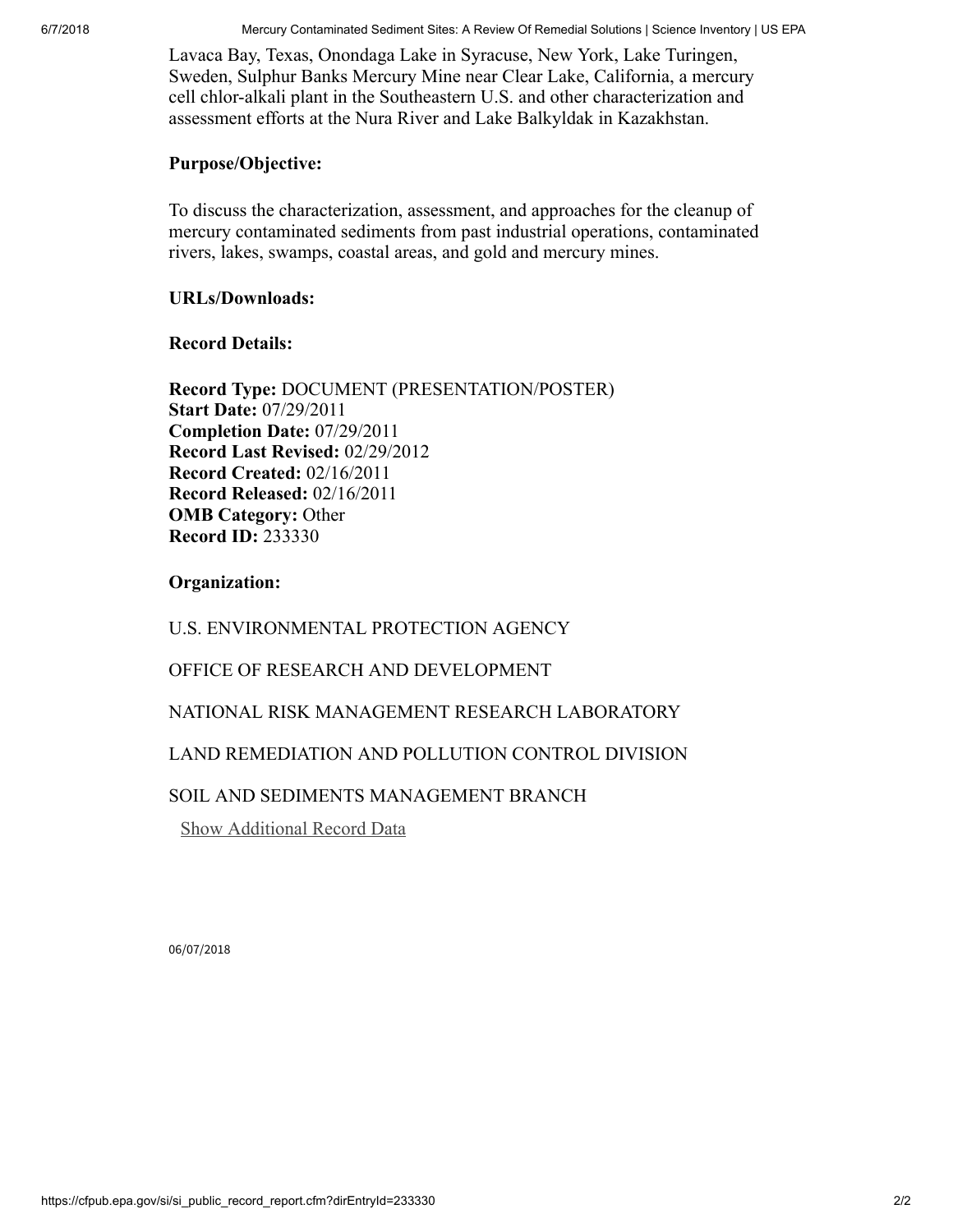Lavaca Bay, Texas, Onondaga Lake in Syracuse, New York, Lake Turingen, Sweden, Sulphur Banks Mercury Mine near Clear Lake, California, a mercury cell chlor-alkali plant in the Southeastern U.S. and other characterization and assessment efforts at the Nura River and Lake Balkyldak in Kazakhstan.

**Purpose/Objective:**

To discuss the characterization, assessment, and approaches for the cleanup of mercury contaminated sediments from past industrial operations, contaminated rivers, lakes, swamps, coastal areas, and gold and mercury mines.

**URLs/Downloads:**

**Record Details:**

**Record Type:** DOCUMENT (PRESENTATION/POSTER)
**Start Date:** 07/29/2011
**Completion Date:** 07/29/2011
**Record Last Revised:** 02/29/2012
**Record Created:** 02/16/2011
**Record Released:** 02/16/2011
**OMB Category:** Other
**Record ID:** 233330

**Organization:**

U.S. ENVIRONMENTAL PROTECTION AGENCY

OFFICE OF RESEARCH AND DEVELOPMENT

NATIONAL RISK MANAGEMENT RESEARCH LABORATORY

LAND REMEDIATION AND POLLUTION CONTROL DIVISION

SOIL AND SEDIMENTS MANAGEMENT BRANCH

Show Additional Record Data

06/07/2018